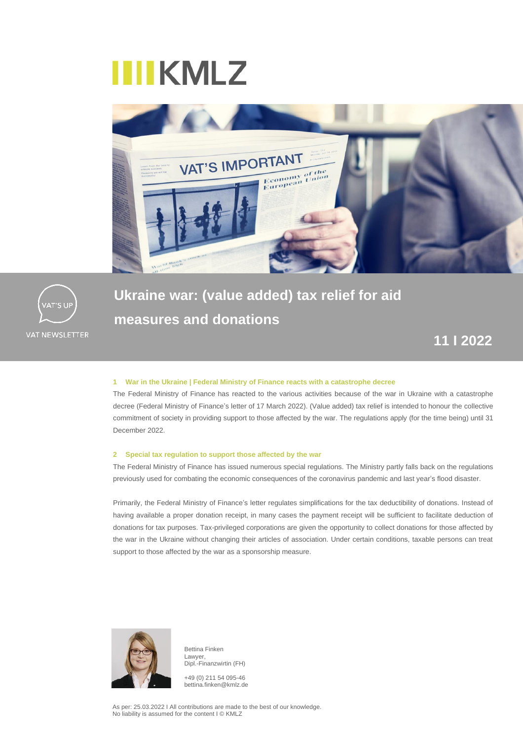# IIIIKMLZ

VAT'S UP

VAT NEWSLETTER

# Ukraine war: (value added) tax relief for aid measures and donations

**11 I 2022**

### 1 War in the Ukraine | Federal Ministry of Finance reacts with a catastrophe decree

The Federal Ministry of Finance has reacted to the various activities because of the war in Ukraine with a catastrophe decree (Federal Ministry of Finance's letter of 17 March 2022). (Value added) tax relief is intended to honour the collective commitment of society in providing support to those affected by the war. The regulations apply (for the time being) until 31 December 2022.

### 2 Special tax regulation to support those affected by the war

The Federal Ministry of Finance has issued numerous special regulations. The Ministry partly falls back on the regulations previously used for combating the economic consequences of the coronavirus pandemic and last year's flood disaster.

Primarily, the Federal Ministry of Finance's letter regulates simplifications for the tax deductibility of donations. Instead of having available a proper donation receipt, in many cases the payment receipt will be sufficient to facilitate deduction of donations for tax purposes. Tax-privileged corporations are given the opportunity to collect donations for those affected by the war in the Ukraine without changing their articles of association. Under certain conditions, taxable persons can treat support to those affected by the war as a sponsorship measure.

Bettina Finken
Lawyer,
Dipl.-Finanzwirtin (FH)

+49 (0) 211 54 095-46
bettina.finken@kmlz.de

As per: 25.03.2022 I All contributions are made to the best of our knowledge.
No liability is assumed for the content I © KMLZ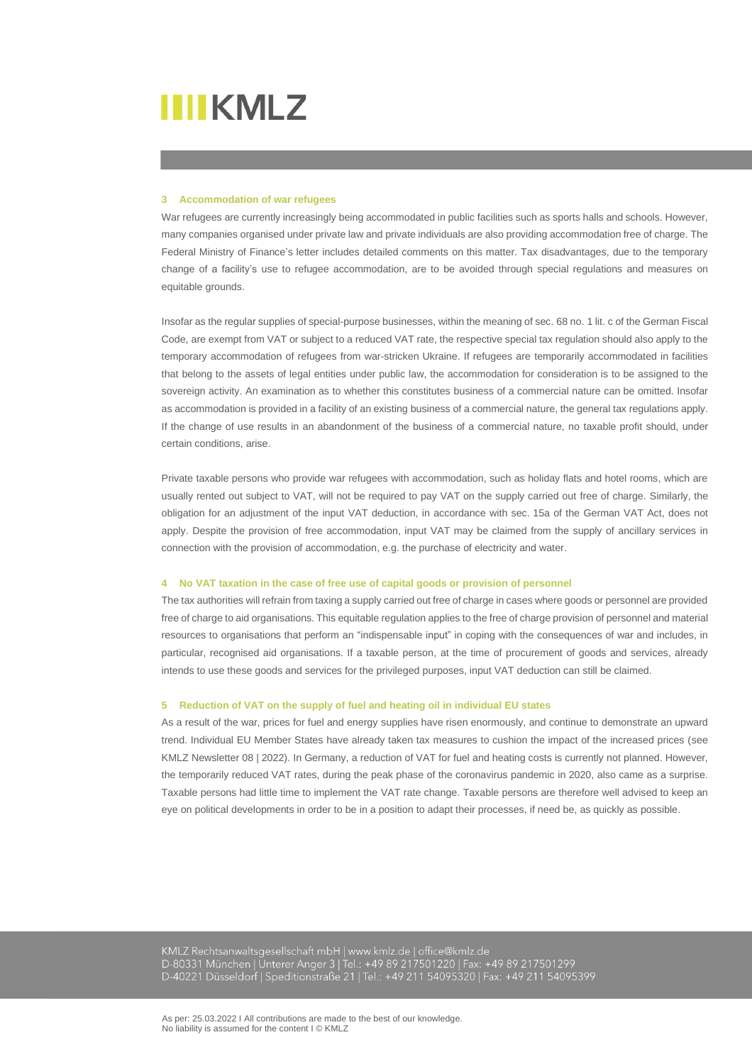### 3 Accommodation of war refugees

War refugees are currently increasingly being accommodated in public facilities such as sports halls and schools. However, many companies organised under private law and private individuals are also providing accommodation free of charge. The Federal Ministry of Finance's letter includes detailed comments on this matter. Tax disadvantages, due to the temporary change of a facility's use to refugee accommodation, are to be avoided through special regulations and measures on equitable grounds.

Insofar as the regular supplies of special-purpose businesses, within the meaning of sec. 68 no. 1 lit. c of the German Fiscal Code, are exempt from VAT or subject to a reduced VAT rate, the respective special tax regulation should also apply to the temporary accommodation of refugees from war-stricken Ukraine. If refugees are temporarily accommodated in facilities that belong to the assets of legal entities under public law, the accommodation for consideration is to be assigned to the sovereign activity. An examination as to whether this constitutes business of a commercial nature can be omitted. Insofar as accommodation is provided in a facility of an existing business of a commercial nature, the general tax regulations apply. If the change of use results in an abandonment of the business of a commercial nature, no taxable profit should, under certain conditions, arise.

Private taxable persons who provide war refugees with accommodation, such as holiday flats and hotel rooms, which are usually rented out subject to VAT, will not be required to pay VAT on the supply carried out free of charge. Similarly, the obligation for an adjustment of the input VAT deduction, in accordance with sec. 15a of the German VAT Act, does not apply. Despite the provision of free accommodation, input VAT may be claimed from the supply of ancillary services in connection with the provision of accommodation, e.g. the purchase of electricity and water.

### 4 No VAT taxation in the case of free use of capital goods or provision of personnel

The tax authorities will refrain from taxing a supply carried out free of charge in cases where goods or personnel are provided free of charge to aid organisations. This equitable regulation applies to the free of charge provision of personnel and material resources to organisations that perform an "indispensable input" in coping with the consequences of war and includes, in particular, recognised aid organisations. If a taxable person, at the time of procurement of goods and services, already intends to use these goods and services for the privileged purposes, input VAT deduction can still be claimed.

### 5 Reduction of VAT on the supply of fuel and heating oil in individual EU states

As a result of the war, prices for fuel and energy supplies have risen enormously, and continue to demonstrate an upward trend. Individual EU Member States have already taken tax measures to cushion the impact of the increased prices (see KMLZ Newsletter 08 | 2022). In Germany, a reduction of VAT for fuel and heating costs is currently not planned. However, the temporarily reduced VAT rates, during the peak phase of the coronavirus pandemic in 2020, also came as a surprise. Taxable persons had little time to implement the VAT rate change. Taxable persons are therefore well advised to keep an eye on political developments in order to be in a position to adapt their processes, if need be, as quickly as possible.

KMLZ Rechtsanwaltsgesellschaft mbH | www.kmlz.de | office@kmlz.de
D-80331 München | Unterer Anger 3 | Tel.: +49 89 217501220 | Fax: +49 89 217501299
D-40221 Düsseldorf | Speditionstraße 21 | Tel.: +49 211 54095320 | Fax: +49 211 54095399

As per: 25.03.2022 I All contributions are made to the best of our knowledge.
No liability is assumed for the content I © KMLZ